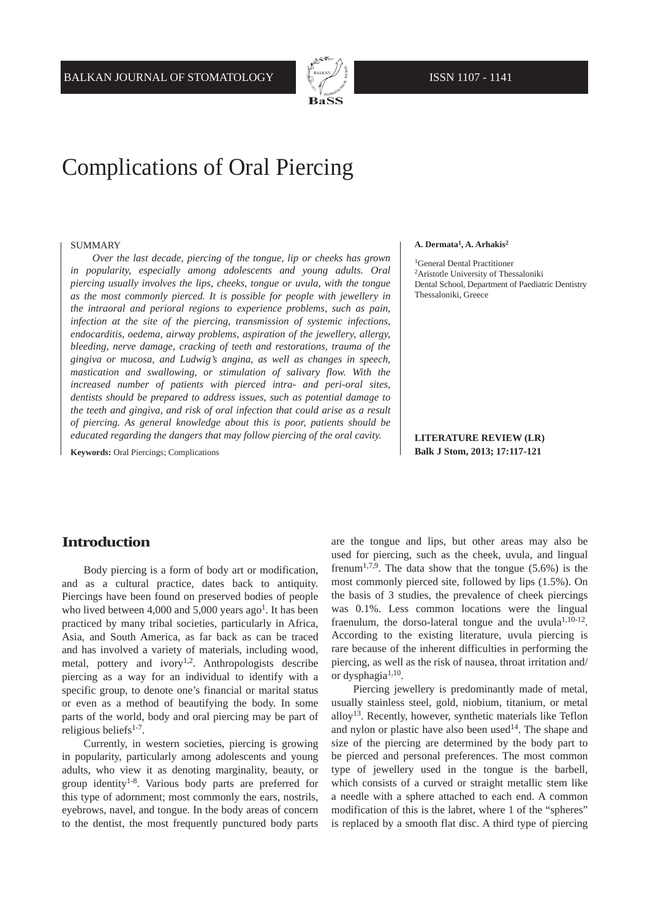# Complications of Oral Piercing

SUMMARY

*Over the last decade, piercing of the tongue, lip or cheeks has grown in popularity, especially among adolescents and young adults. Oral piercing usually involves the lips, cheeks, tongue or uvula, with the tongue as the most commonly pierced. It is possible for people with jewellery in the intraoral and perioral regions to experience problems, such as pain, infection at the site of the piercing, transmission of systemic infections, endocarditis, oedema, airway problems, aspiration of the jewellery, allergy, bleeding, nerve damage, cracking of teeth and restorations, trauma of the gingiva or mucosa, and Ludwig's angina, as well as changes in speech, mastication and swallowing, or stimulation of salivary flow. With the increased number of patients with pierced intra- and peri-oral sites, dentists should be prepared to address issues, such as potential damage to the teeth and gingiva, and risk of oral infection that could arise as a result of piercing. As general knowledge about this is poor, patients should be educated regarding the dangers that may follow piercing of the oral cavity.*

**Keywords:** Oral Piercings; Complications

**A. Dermata[1], A. Arhakis[2]**

[1]General Dental Practitioner
[2]Aristotle University of Thessaloniki
Dental School, Department of Paediatric Dentistry
Thessaloniki, Greece

**LITERATURE REVIEW (LR)**
**Balk J Stom, 2013; 17:117-121**

## Introduction

Body piercing is a form of body art or modification, and as a cultural practice, dates back to antiquity. Piercings have been found on preserved bodies of people who lived between 4,000 and 5,000 years ago[1]. It has been practiced by many tribal societies, particularly in Africa, Asia, and South America, as far back as can be traced and has involved a variety of materials, including wood, metal, pottery and ivory[1,2]. Anthropologists describe piercing as a way for an individual to identify with a specific group, to denote one's financial or marital status or even as a method of beautifying the body. In some parts of the world, body and oral piercing may be part of religious beliefs[1-7].

Currently, in western societies, piercing is growing in popularity, particularly among adolescents and young adults, who view it as denoting marginality, beauty, or group identity[1-8]. Various body parts are preferred for this type of adornment; most commonly the ears, nostrils, eyebrows, navel, and tongue. In the body areas of concern to the dentist, the most frequently punctured body parts are the tongue and lips, but other areas may also be used for piercing, such as the cheek, uvula, and lingual frenum[1,7,9]. The data show that the tongue (5.6%) is the most commonly pierced site, followed by lips (1.5%). On the basis of 3 studies, the prevalence of cheek piercings was 0.1%. Less common locations were the lingual fraenulum, the dorso-lateral tongue and the uvula[1,10-12]. According to the existing literature, uvula piercing is rare because of the inherent difficulties in performing the piercing, as well as the risk of nausea, throat irritation and/or dysphagia[1,10].

Piercing jewellery is predominantly made of metal, usually stainless steel, gold, niobium, titanium, or metal alloy[13]. Recently, however, synthetic materials like Teflon and nylon or plastic have also been used[14]. The shape and size of the piercing are determined by the body part to be pierced and personal preferences. The most common type of jewellery used in the tongue is the barbell, which consists of a curved or straight metallic stem like a needle with a sphere attached to each end. A common modification of this is the labret, where 1 of the "spheres" is replaced by a smooth flat disc. A third type of piercing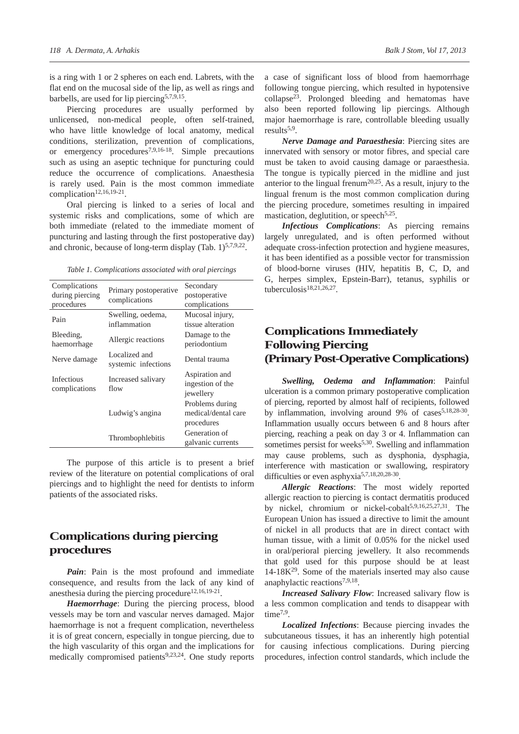is a ring with 1 or 2 spheres on each end. Labrets, with the flat end on the mucosal side of the lip, as well as rings and barbells, are used for lip piercing[5,7,9,15].

Piercing procedures are usually performed by unlicensed, non-medical people, often self-trained, who have little knowledge of local anatomy, medical conditions, sterilization, prevention of complications, or emergency procedures[7,9,16-18]. Simple precautions such as using an aseptic technique for puncturing could reduce the occurrence of complications. Anaesthesia is rarely used. Pain is the most common immediate complication[12,16,19-21].

Oral piercing is linked to a series of local and systemic risks and complications, some of which are both immediate (related to the immediate moment of puncturing and lasting through the first postoperative day) and chronic, because of long-term display (Tab. 1)[5,7,9,22].

*Table 1. Complications associated with oral piercings*

| Complications during piercing procedures | Primary postoperative complications | Secondary postoperative complications |
|---|---|---|
| Pain | Swelling, oedema, inflammation | Mucosal injury, tissue alteration |
| Bleeding, haemorrhage | Allergic reactions | Damage to the periodontium |
| Nerve damage | Localized and systemic infections | Dental trauma |
| Infectious complications | Increased salivary flow | Aspiration and ingestion of the jewellery |
| | Ludwig's angina | Problems during medical/dental care procedures |
| | Thrombophlebitis | Generation of galvanic currents |

The purpose of this article is to present a brief review of the literature on potential complications of oral piercings and to highlight the need for dentists to inform patients of the associated risks.

## Complications during piercing procedures

***Pain***: Pain is the most profound and immediate consequence, and results from the lack of any kind of anesthesia during the piercing procedure[12,16,19-21].

***Haemorrhage***: During the piercing process, blood vessels may be torn and vascular nerves damaged. Major haemorrhage is not a frequent complication, nevertheless it is of great concern, especially in tongue piercing, due to the high vascularity of this organ and the implications for medically compromised patients[9,23,24]. One study reports a case of significant loss of blood from haemorrhage following tongue piercing, which resulted in hypotensive collapse[23]. Prolonged bleeding and hematomas have also been reported following lip piercings. Although major haemorrhage is rare, controllable bleeding usually results[5,9].

***Nerve Damage and Paraesthesia***: Piercing sites are innervated with sensory or motor fibres, and special care must be taken to avoid causing damage or paraesthesia. The tongue is typically pierced in the midline and just anterior to the lingual frenum[20,25]. As a result, injury to the lingual frenum is the most common complication during the piercing procedure, sometimes resulting in impaired mastication, deglutition, or speech[5,25].

***Infectious Complications***: As piercing remains largely unregulated, and is often performed without adequate cross-infection protection and hygiene measures, it has been identified as a possible vector for transmission of blood-borne viruses (HIV, hepatitis B, C, D, and G, herpes simplex, Epstein-Barr), tetanus, syphilis or tuberculosis[18,21,26,27].

## Complications Immediately Following Piercing (Primary Post-Operative Complications)

***Swelling, Oedema and Inflammation***: Painful ulceration is a common primary postoperative complication of piercing, reported by almost half of recipients, followed by inflammation, involving around 9% of cases[5,18,28-30]. Inflammation usually occurs between 6 and 8 hours after piercing, reaching a peak on day 3 or 4. Inflammation can sometimes persist for weeks[5,30]. Swelling and inflammation may cause problems, such as dysphonia, dysphagia, interference with mastication or swallowing, respiratory difficulties or even asphyxia[5,7,18,20,28-30].

***Allergic Reactions***: The most widely reported allergic reaction to piercing is contact dermatitis produced by nickel, chromium or nickel-cobalt[5,9,16,25,27,31]. The European Union has issued a directive to limit the amount of nickel in all products that are in direct contact with human tissue, with a limit of 0.05% for the nickel used in oral/perioral piercing jewellery. It also recommends that gold used for this purpose should be at least 14-18K[29]. Some of the materials inserted may also cause anaphylactic reactions[7,9,18].

***Increased Salivary Flow***: Increased salivary flow is a less common complication and tends to disappear with time[7,9].

***Localized Infections***: Because piercing invades the subcutaneous tissues, it has an inherently high potential for causing infectious complications. During piercing procedures, infection control standards, which include the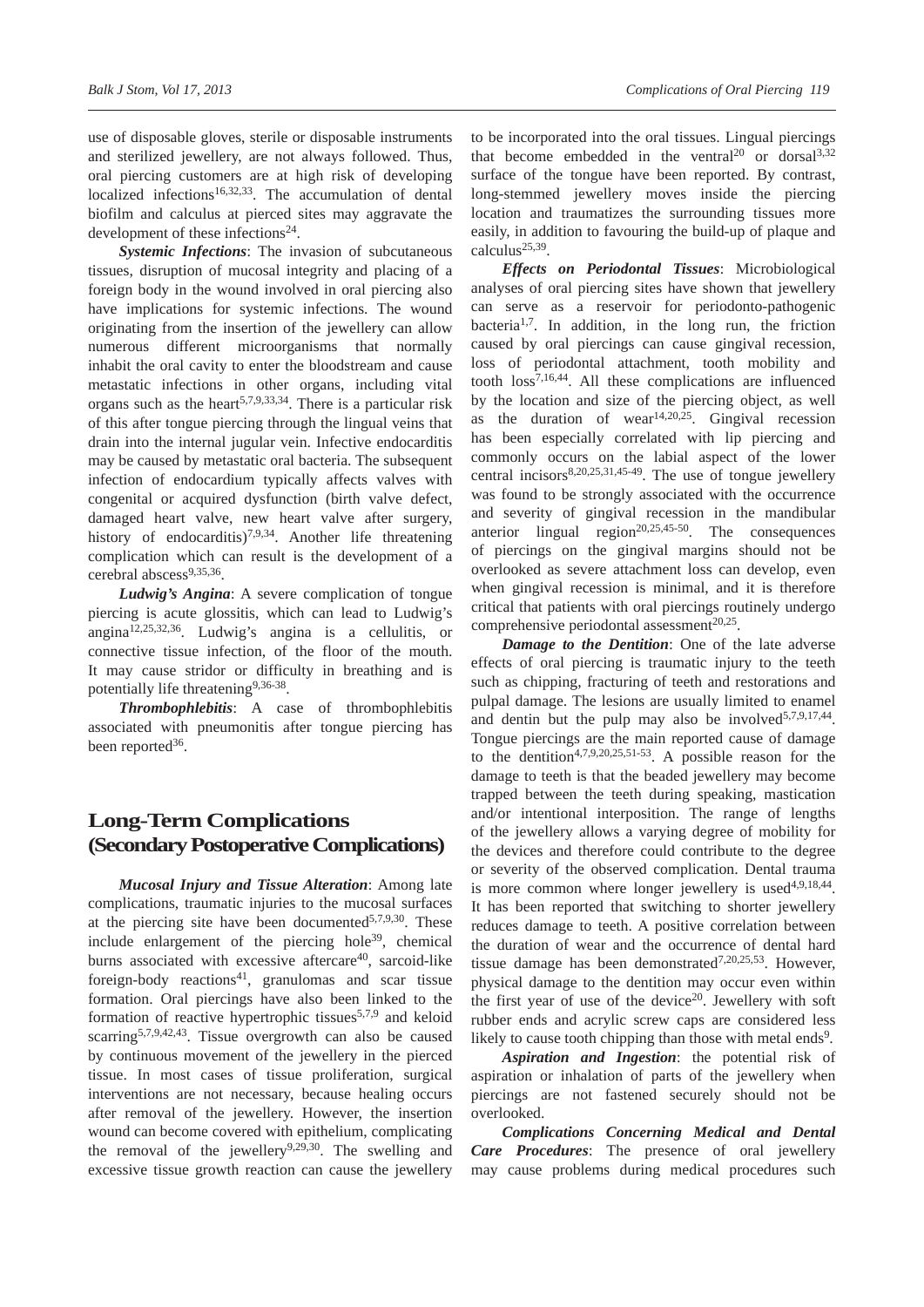use of disposable gloves, sterile or disposable instruments and sterilized jewellery, are not always followed. Thus, oral piercing customers are at high risk of developing localized infections[16,32,33]. The accumulation of dental biofilm and calculus at pierced sites may aggravate the development of these infections[24].

***Systemic Infections***: The invasion of subcutaneous tissues, disruption of mucosal integrity and placing of a foreign body in the wound involved in oral piercing also have implications for systemic infections. The wound originating from the insertion of the jewellery can allow numerous different microorganisms that normally inhabit the oral cavity to enter the bloodstream and cause metastatic infections in other organs, including vital organs such as the heart[5,7,9,33,34]. There is a particular risk of this after tongue piercing through the lingual veins that drain into the internal jugular vein. Infective endocarditis may be caused by metastatic oral bacteria. The subsequent infection of endocardium typically affects valves with congenital or acquired dysfunction (birth valve defect, damaged heart valve, new heart valve after surgery, history of endocarditis)[7,9,34]. Another life threatening complication which can result is the development of a cerebral abscess[9,35,36].

***Ludwig's Angina***: A severe complication of tongue piercing is acute glossitis, which can lead to Ludwig's angina[12,25,32,36]. Ludwig's angina is a cellulitis, or connective tissue infection, of the floor of the mouth. It may cause stridor or difficulty in breathing and is potentially life threatening[9,36-38].

***Thrombophlebitis***: A case of thrombophlebitis associated with pneumonitis after tongue piercing has been reported[36].

## Long-Term Complications (Secondary Postoperative Complications)

***Mucosal Injury and Tissue Alteration***: Among late complications, traumatic injuries to the mucosal surfaces at the piercing site have been documented[5,7,9,30]. These include enlargement of the piercing hole[39], chemical burns associated with excessive aftercare[40], sarcoid-like foreign-body reactions[41], granulomas and scar tissue formation. Oral piercings have also been linked to the formation of reactive hypertrophic tissues[5,7,9] and keloid scarring[5,7,9,42,43]. Tissue overgrowth can also be caused by continuous movement of the jewellery in the pierced tissue. In most cases of tissue proliferation, surgical interventions are not necessary, because healing occurs after removal of the jewellery. However, the insertion wound can become covered with epithelium, complicating the removal of the jewellery[9,29,30]. The swelling and excessive tissue growth reaction can cause the jewellery to be incorporated into the oral tissues. Lingual piercings that become embedded in the ventral[20] or dorsal[3,32] surface of the tongue have been reported. By contrast, long-stemmed jewellery moves inside the piercing location and traumatizes the surrounding tissues more easily, in addition to favouring the build-up of plaque and calculus[25,39].

***Effects on Periodontal Tissues***: Microbiological analyses of oral piercing sites have shown that jewellery can serve as a reservoir for periodonto-pathogenic bacteria[1,7]. In addition, in the long run, the friction caused by oral piercings can cause gingival recession, loss of periodontal attachment, tooth mobility and tooth loss[7,16,44]. All these complications are influenced by the location and size of the piercing object, as well as the duration of wear[14,20,25]. Gingival recession has been especially correlated with lip piercing and commonly occurs on the labial aspect of the lower central incisors[8,20,25,31,45-49]. The use of tongue jewellery was found to be strongly associated with the occurrence and severity of gingival recession in the mandibular anterior lingual region[20,25,45-50]. The consequences of piercings on the gingival margins should not be overlooked as severe attachment loss can develop, even when gingival recession is minimal, and it is therefore critical that patients with oral piercings routinely undergo comprehensive periodontal assessment[20,25].

***Damage to the Dentition***: One of the late adverse effects of oral piercing is traumatic injury to the teeth such as chipping, fracturing of teeth and restorations and pulpal damage. The lesions are usually limited to enamel and dentin but the pulp may also be involved[5,7,9,17,44]. Tongue piercings are the main reported cause of damage to the dentition[4,7,9,20,25,51-53]. A possible reason for the damage to teeth is that the beaded jewellery may become trapped between the teeth during speaking, mastication and/or intentional interposition. The range of lengths of the jewellery allows a varying degree of mobility for the devices and therefore could contribute to the degree or severity of the observed complication. Dental trauma is more common where longer jewellery is used[4,9,18,44]. It has been reported that switching to shorter jewellery reduces damage to teeth. A positive correlation between the duration of wear and the occurrence of dental hard tissue damage has been demonstrated[7,20,25,53]. However, physical damage to the dentition may occur even within the first year of use of the device[20]. Jewellery with soft rubber ends and acrylic screw caps are considered less likely to cause tooth chipping than those with metal ends[9].

***Aspiration and Ingestion***: the potential risk of aspiration or inhalation of parts of the jewellery when piercings are not fastened securely should not be overlooked.

***Complications Concerning Medical and Dental Care Procedures***: The presence of oral jewellery may cause problems during medical procedures such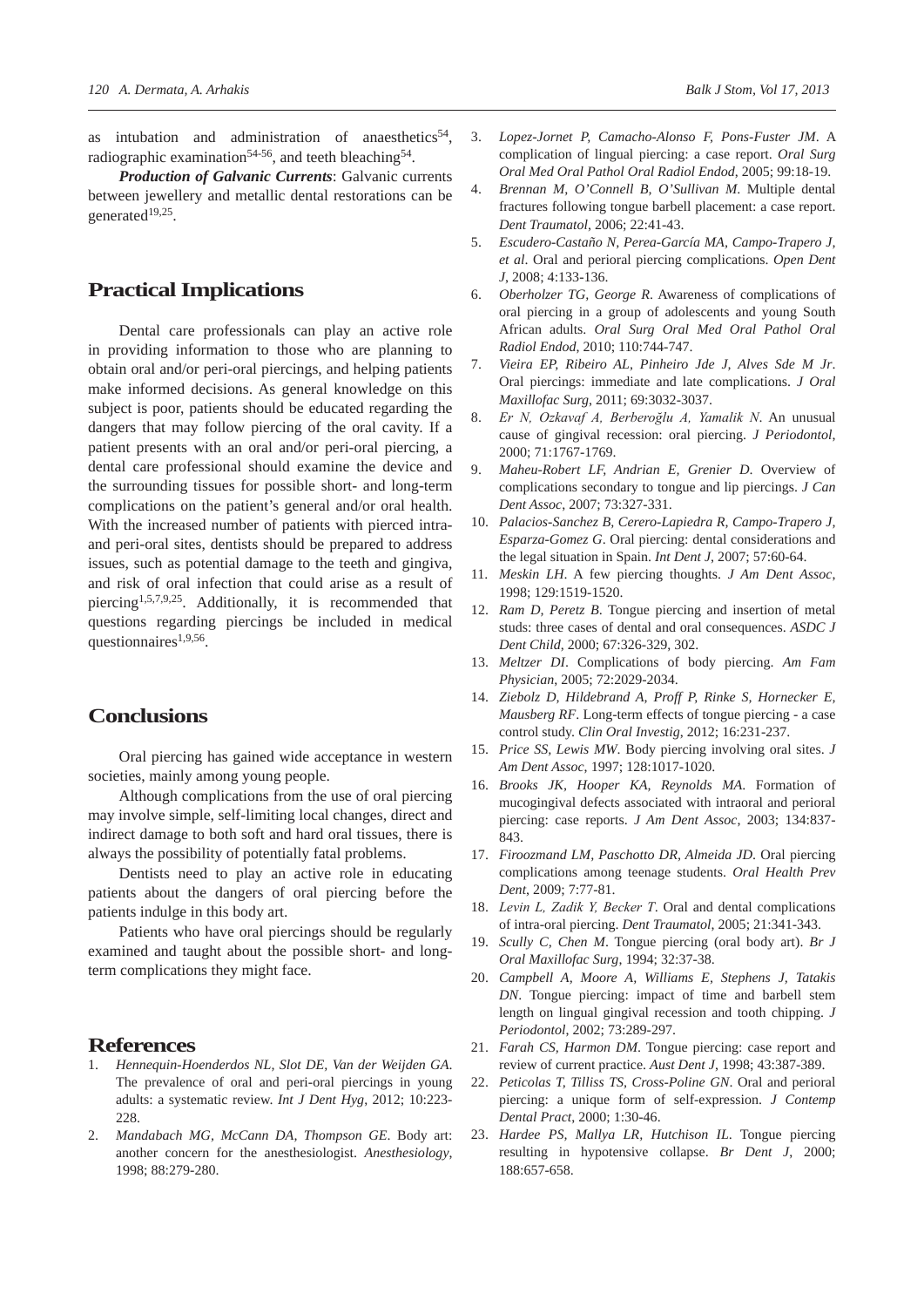as intubation and administration of anaesthetics[54], radiographic examination[54-56], and teeth bleaching[54].

***Production of Galvanic Currents***: Galvanic currents between jewellery and metallic dental restorations can be generated[19,25].

## Practical Implications

Dental care professionals can play an active role in providing information to those who are planning to obtain oral and/or peri-oral piercings, and helping patients make informed decisions. As general knowledge on this subject is poor, patients should be educated regarding the dangers that may follow piercing of the oral cavity. If a patient presents with an oral and/or peri-oral piercing, a dental care professional should examine the device and the surrounding tissues for possible short- and long-term complications on the patient's general and/or oral health. With the increased number of patients with pierced intra- and peri-oral sites, dentists should be prepared to address issues, such as potential damage to the teeth and gingiva, and risk of oral infection that could arise as a result of piercing[1,5,7,9,25]. Additionally, it is recommended that questions regarding piercings be included in medical questionnaires[1,9,56].

## Conclusions

Oral piercing has gained wide acceptance in western societies, mainly among young people.

Although complications from the use of oral piercing may involve simple, self-limiting local changes, direct and indirect damage to both soft and hard oral tissues, there is always the possibility of potentially fatal problems.

Dentists need to play an active role in educating patients about the dangers of oral piercing before the patients indulge in this body art.

Patients who have oral piercings should be regularly examined and taught about the possible short- and long-term complications they might face.

## References

1. *Hennequin-Hoenderdos NL, Slot DE, Van der Weijden GA*. The prevalence of oral and peri-oral piercings in young adults: a systematic review. *Int J Dent Hyg*, 2012; 10:223-228.
2. *Mandabach MG, McCann DA, Thompson GE*. Body art: another concern for the anesthesiologist. *Anesthesiology*, 1998; 88:279-280.
3. *Lopez-Jornet P, Camacho-Alonso F, Pons-Fuster JM*. A complication of lingual piercing: a case report. *Oral Surg Oral Med Oral Pathol Oral Radiol Endod*, 2005; 99:18-19.
4. *Brennan M, O'Connell B, O'Sullivan M*. Multiple dental fractures following tongue barbell placement: a case report. *Dent Traumatol*, 2006; 22:41-43.
5. *Escudero-Castaño N, Perea-García MA, Campo-Trapero J, et al*. Oral and perioral piercing complications. *Open Dent J*, 2008; 4:133-136.
6. *Oberholzer TG, George R*. Awareness of complications of oral piercing in a group of adolescents and young South African adults. *Oral Surg Oral Med Oral Pathol Oral Radiol Endod*, 2010; 110:744-747.
7. *Vieira EP, Ribeiro AL, Pinheiro Jde J, Alves Sde M Jr*. Oral piercings: immediate and late complications. *J Oral Maxillofac Surg*, 2011; 69:3032-3037.
8. *Er N, Ozkavaf A, Berberoğlu A, Yamalik N*. An unusual cause of gingival recession: oral piercing. *J Periodontol*, 2000; 71:1767-1769.
9. *Maheu-Robert LF, Andrian E, Grenier D*. Overview of complications secondary to tongue and lip piercings. *J Can Dent Assoc*, 2007; 73:327-331.
10. *Palacios-Sanchez B, Cerero-Lapiedra R, Campo-Trapero J, Esparza-Gomez G*. Oral piercing: dental considerations and the legal situation in Spain. *Int Dent J*, 2007; 57:60-64.
11. *Meskin LH*. A few piercing thoughts. *J Am Dent Assoc*, 1998; 129:1519-1520.
12. *Ram D, Peretz B*. Tongue piercing and insertion of metal studs: three cases of dental and oral consequences. *ASDC J Dent Child*, 2000; 67:326-329, 302.
13. *Meltzer DI*. Complications of body piercing. *Am Fam Physician*, 2005; 72:2029-2034.
14. *Ziebolz D, Hildebrand A, Proff P, Rinke S, Hornecker E, Mausberg RF*. Long-term effects of tongue piercing - a case control study. *Clin Oral Investig*, 2012; 16:231-237.
15. *Price SS, Lewis MW*. Body piercing involving oral sites. *J Am Dent Assoc*, 1997; 128:1017-1020.
16. *Brooks JK, Hooper KA, Reynolds MA*. Formation of mucogingival defects associated with intraoral and perioral piercing: case reports. *J Am Dent Assoc*, 2003; 134:837-843.
17. *Firoozmand LM, Paschotto DR, Almeida JD*. Oral piercing complications among teenage students. *Oral Health Prev Dent*, 2009; 7:77-81.
18. *Levin L, Zadik Y, Becker T*. Oral and dental complications of intra-oral piercing. *Dent Traumatol*, 2005; 21:341-343.
19. *Scully C, Chen M*. Tongue piercing (oral body art). *Br J Oral Maxillofac Surg*, 1994; 32:37-38.
20. *Campbell A, Moore A, Williams E, Stephens J, Tatakis DN*. Tongue piercing: impact of time and barbell stem length on lingual gingival recession and tooth chipping. *J Periodontol*, 2002; 73:289-297.
21. *Farah CS, Harmon DM*. Tongue piercing: case report and review of current practice. *Aust Dent J*, 1998; 43:387-389.
22. *Peticolas T, Tilliss TS, Cross-Poline GN*. Oral and perioral piercing: a unique form of self-expression. *J Contemp Dental Pract*, 2000; 1:30-46.
23. *Hardee PS, Mallya LR, Hutchison IL*. Tongue piercing resulting in hypotensive collapse. *Br Dent J*, 2000; 188:657-658.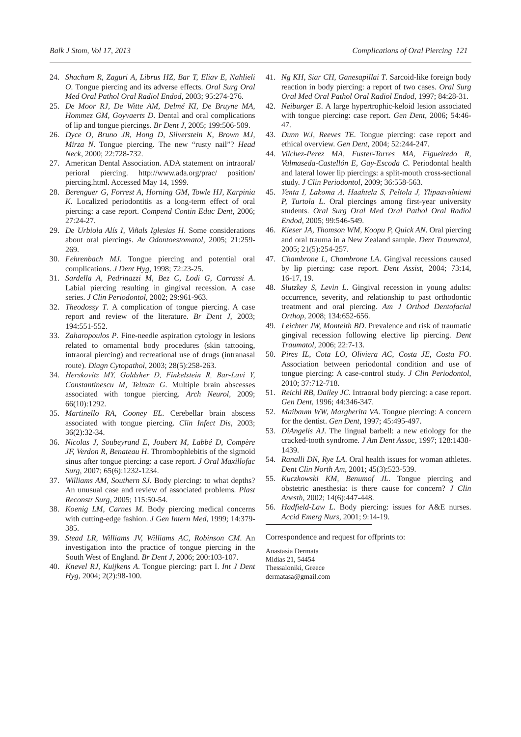24. *Shacham R, Zaguri A, Librus HZ, Bar T, Eliav E, Nahlieli O*. Tongue piercing and its adverse effects. *Oral Surg Oral Med Oral Pathol Oral Radiol Endod*, 2003; 95:274-276.
25. *De Moor RJ, De Witte AM, Delmé KI, De Bruyne MA, Hommez GM, Goyvaerts D*. Dental and oral complications of lip and tongue piercings. *Br Dent J*, 2005; 199:506-509.
26. *Dyce O, Bruno JR, Hong D, Silverstein K, Brown MJ, Mirza N*. Tongue piercing. The new "rusty nail"? *Head Neck*, 2000; 22:728-732.
27. American Dental Association. ADA statement on intraoral/ perioral piercing. http://www.ada.org/prac/ position/ piercing.html. Accessed May 14, 1999.
28. *Berenguer G, Forrest A, Horning GM, Towle HJ, Karpinia K*. Localized periodontitis as a long-term effect of oral piercing: a case report. *Compend Contin Educ Dent*, 2006; 27:24-27.
29. *De Urbiola Alís I, Viñals Iglesias H*. Some considerations about oral piercings. *Av Odontoestomatol*, 2005; 21:259-269.
30. *Fehrenbach MJ*. Tongue piercing and potential oral complications. *J Dent Hyg*, 1998; 72:23-25.
31. *Sardella A, Pedrinazzi M, Bez C, Lodi G, Carrassi A*. Labial piercing resulting in gingival recession. A case series. *J Clin Periodontol*, 2002; 29:961-963.
32. *Theodossy T*. A complication of tongue piercing. A case report and review of the literature. *Br Dent J*, 2003; 194:551-552.
33. *Zaharopoulos P*. Fine-needle aspiration cytology in lesions related to ornamental body procedures (skin tattooing, intraoral piercing) and recreational use of drugs (intranasal route). *Diagn Cytopathol*, 2003; 28(5):258-263.
34. *Herskovitz MY, Goldsher D, Finkelstein R, Bar-Lavi Y, Constantinescu M, Telman G*. Multiple brain abscesses associated with tongue piercing. *Arch Neurol*, 2009; 66(10):1292.
35. *Martinello RA, Cooney EL*. Cerebellar brain abscess associated with tongue piercing. *Clin Infect Dis*, 2003; 36(2):32-34.
36. *Nicolas J, Soubeyrand E, Joubert M, Labbé D, Compère JF, Verdon R, Benateau H*. Thrombophlebitis of the sigmoid sinus after tongue piercing: a case report. *J Oral Maxillofac Surg*, 2007; 65(6):1232-1234.
37. *Williams AM, Southern SJ*. Body piercing: to what depths? An unusual case and review of associated problems. *Plast Reconstr Surg*, 2005; 115:50-54.
38. *Koenig LM, Carnes M*. Body piercing medical concerns with cutting-edge fashion. *J Gen Intern Med*, 1999; 14:379-385.
39. *Stead LR, Williams JV, Williams AC, Robinson CM*. An investigation into the practice of tongue piercing in the South West of England. *Br Dent J*, 2006; 200:103-107.
40. *Knevel RJ, Kuijkens A*. Tongue piercing: part I. *Int J Dent Hyg*, 2004; 2(2):98-100.
41. *Ng KH, Siar CH, Ganesapillai T*. Sarcoid-like foreign body reaction in body piercing: a report of two cases. *Oral Surg Oral Med Oral Pathol Oral Radiol Endod*, 1997; 84:28-31.
42. *Neiburger E*. A large hypertrophic-keloid lesion associated with tongue piercing: case report. *Gen Dent*, 2006; 54:46-47.
43. *Dunn WJ, Reeves TE*. Tongue piercing: case report and ethical overview. *Gen Dent*, 2004; 52:244-247.
44. *Vilchez-Perez MA, Fuster-Torres MA, Figueiredo R, Valmaseda-Castellón E, Gay-Escoda C*. Periodontal health and lateral lower lip piercings: a split-mouth cross-sectional study. *J Clin Periodontol*, 2009; 36:558-563.
45. *Venta I, Lakoma A, Haahtela S, Peltola J, Ylipaavalniemi P, Turtola L*. Oral piercings among first-year university students. *Oral Surg Oral Med Oral Pathol Oral Radiol Endod*, 2005; 99:546-549.
46. *Kieser JA, Thomson WM, Koopu P, Quick AN*. Oral piercing and oral trauma in a New Zealand sample. *Dent Traumatol*, 2005; 21(5):254-257.
47. *Chambrone L, Chambrone LA*. Gingival recessions caused by lip piercing: case report. *Dent Assist*, 2004; 73:14, 16-17, 19.
48. *Slutzkey S, Levin L*. Gingival recession in young adults: occurrence, severity, and relationship to past orthodontic treatment and oral piercing. *Am J Orthod Dentofacial Orthop*, 2008; 134:652-656.
49. *Leichter JW, Monteith BD*. Prevalence and risk of traumatic gingival recession following elective lip piercing. *Dent Traumatol*, 2006; 22:7-13.
50. *Pires IL, Cota LO, Oliviera AC, Costa JE, Costa FO*. Association between periodontal condition and use of tongue piercing: A case-control study. *J Clin Periodontol*, 2010; 37:712-718.
51. *Reichl RB, Dailey JC*. Intraoral body piercing: a case report. *Gen Dent*, 1996; 44:346-347.
52. *Maibaum WW, Margherita VA*. Tongue piercing: A concern for the dentist. *Gen Dent*, 1997; 45:495-497.
53. *DiAngelis AJ*. The lingual barbell: a new etiology for the cracked-tooth syndrome. *J Am Dent Assoc*, 1997; 128:1438-1439.
54. *Ranalli DN, Rye LA*. Oral health issues for woman athletes. *Dent Clin North Am*, 2001; 45(3):523-539.
55. *Kuczkowski KM, Benumof JL*. Tongue piercing and obstetric anesthesia: is there cause for concern? *J Clin Anesth*, 2002; 14(6):447-448.
56. *Hadfield-Law L*. Body piercing: issues for A&E nurses. *Accid Emerg Nurs*, 2001; 9:14-19.

Correspondence and request for offprints to:

Anastasia Dermata
Midias 21, 54454
Thessaloniki, Greece
dermatasa@gmail.com